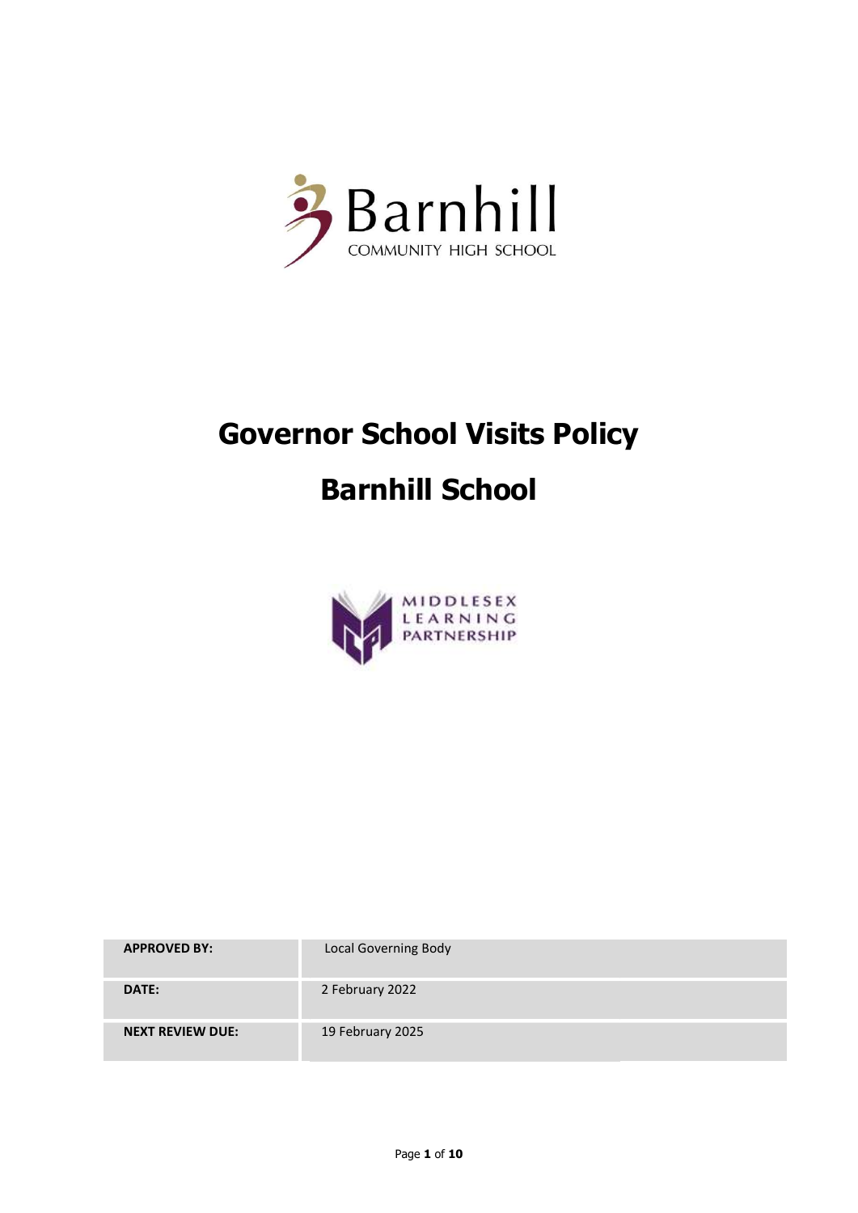Barnhill

COMMUNITY HIGH SCHOOL

# Governor School Visits Policy

# Barnhill School

MIDDLESEX LEARNING PARTNERSHIP

| APPROVED BY: | Local Governing Body |
|---|---|
| DATE: | 2 February 2022 |
| NEXT REVIEW DUE: | 19 February 2025 |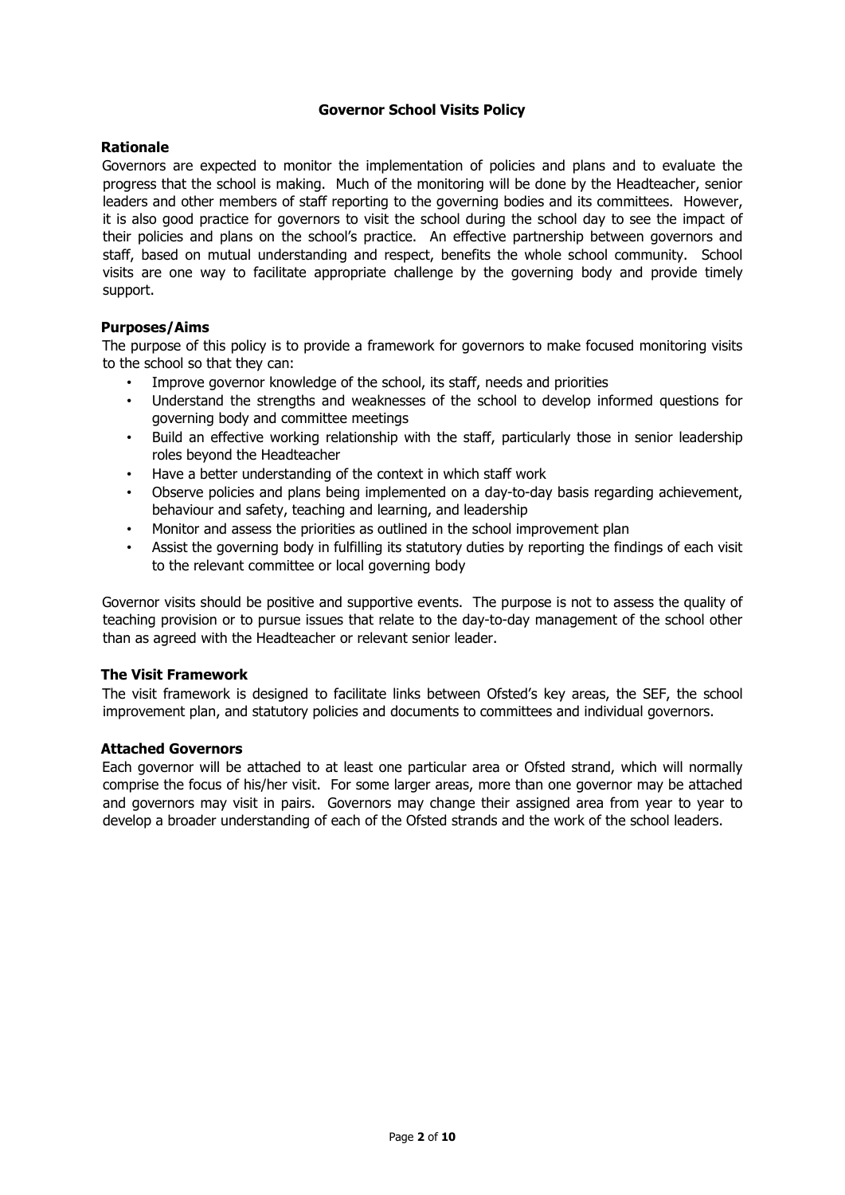# Governor School Visits Policy

## Rationale

Governors are expected to monitor the implementation of policies and plans and to evaluate the progress that the school is making. Much of the monitoring will be done by the Headteacher, senior leaders and other members of staff reporting to the governing bodies and its committees. However, it is also good practice for governors to visit the school during the school day to see the impact of their policies and plans on the school's practice. An effective partnership between governors and staff, based on mutual understanding and respect, benefits the whole school community. School visits are one way to facilitate appropriate challenge by the governing body and provide timely support.

## Purposes/Aims

The purpose of this policy is to provide a framework for governors to make focused monitoring visits to the school so that they can:

- Improve governor knowledge of the school, its staff, needs and priorities
- Understand the strengths and weaknesses of the school to develop informed questions for governing body and committee meetings
- Build an effective working relationship with the staff, particularly those in senior leadership roles beyond the Headteacher
- Have a better understanding of the context in which staff work
- Observe policies and plans being implemented on a day-to-day basis regarding achievement, behaviour and safety, teaching and learning, and leadership
- Monitor and assess the priorities as outlined in the school improvement plan
- Assist the governing body in fulfilling its statutory duties by reporting the findings of each visit to the relevant committee or local governing body

Governor visits should be positive and supportive events. The purpose is not to assess the quality of teaching provision or to pursue issues that relate to the day-to-day management of the school other than as agreed with the Headteacher or relevant senior leader.

## The Visit Framework

The visit framework is designed to facilitate links between Ofsted's key areas, the SEF, the school improvement plan, and statutory policies and documents to committees and individual governors.

## Attached Governors

Each governor will be attached to at least one particular area or Ofsted strand, which will normally comprise the focus of his/her visit. For some larger areas, more than one governor may be attached and governors may visit in pairs. Governors may change their assigned area from year to year to develop a broader understanding of each of the Ofsted strands and the work of the school leaders.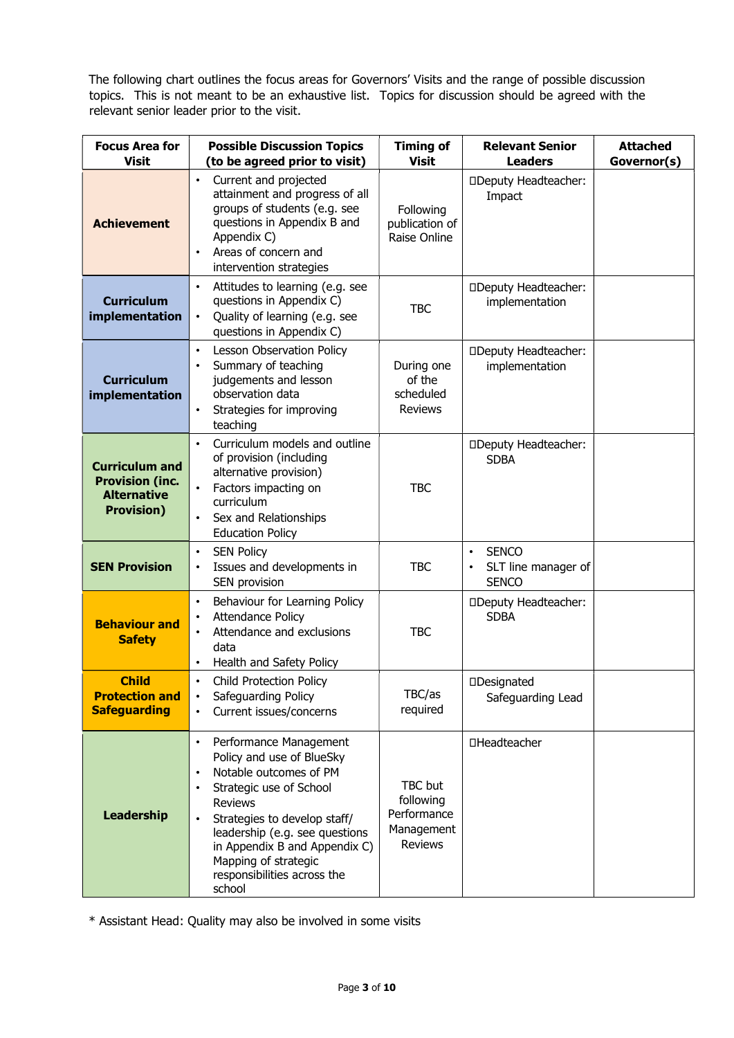The following chart outlines the focus areas for Governors' Visits and the range of possible discussion topics. This is not meant to be an exhaustive list. Topics for discussion should be agreed with the relevant senior leader prior to the visit.

| Focus Area for Visit | Possible Discussion Topics (to be agreed prior to visit) | Timing of Visit | Relevant Senior Leaders | Attached Governor(s) |
|---|---|---|---|---|
| **Achievement** | • Current and projected attainment and progress of all groups of students (e.g. see questions in Appendix B and Appendix C)<br>• Areas of concern and intervention strategies | Following publication of Raise Online | Deputy Headteacher: Impact | |
| **Curriculum implementation** | • Attitudes to learning (e.g. see questions in Appendix C)<br>• Quality of learning (e.g. see questions in Appendix C) | TBC | Deputy Headteacher: implementation | |
| **Curriculum implementation** | • Lesson Observation Policy<br>• Summary of teaching judgements and lesson observation data<br>• Strategies for improving teaching | During one of the scheduled Reviews | Deputy Headteacher: implementation | |
| **Curriculum and Provision (inc. Alternative Provision)** | • Curriculum models and outline of provision (including alternative provision)<br>• Factors impacting on curriculum<br>• Sex and Relationships Education Policy | TBC | Deputy Headteacher: SDBA | |
| **SEN Provision** | • SEN Policy<br>• Issues and developments in SEN provision | TBC | • SENCO<br>• SLT line manager of SENCO | |
| **Behaviour and Safety** | • Behaviour for Learning Policy<br>• Attendance Policy<br>• Attendance and exclusions data<br>• Health and Safety Policy | TBC | Deputy Headteacher: SDBA | |
| **Child Protection and Safeguarding** | • Child Protection Policy<br>• Safeguarding Policy<br>• Current issues/concerns | TBC/as required | Designated Safeguarding Lead | |
| **Leadership** | • Performance Management Policy and use of BlueSky<br>• Notable outcomes of PM<br>• Strategic use of School Reviews<br>• Strategies to develop staff/ leadership (e.g. see questions in Appendix B and Appendix C) Mapping of strategic responsibilities across the school | TBC but following Performance Management Reviews | Headteacher | |

* Assistant Head: Quality may also be involved in some visits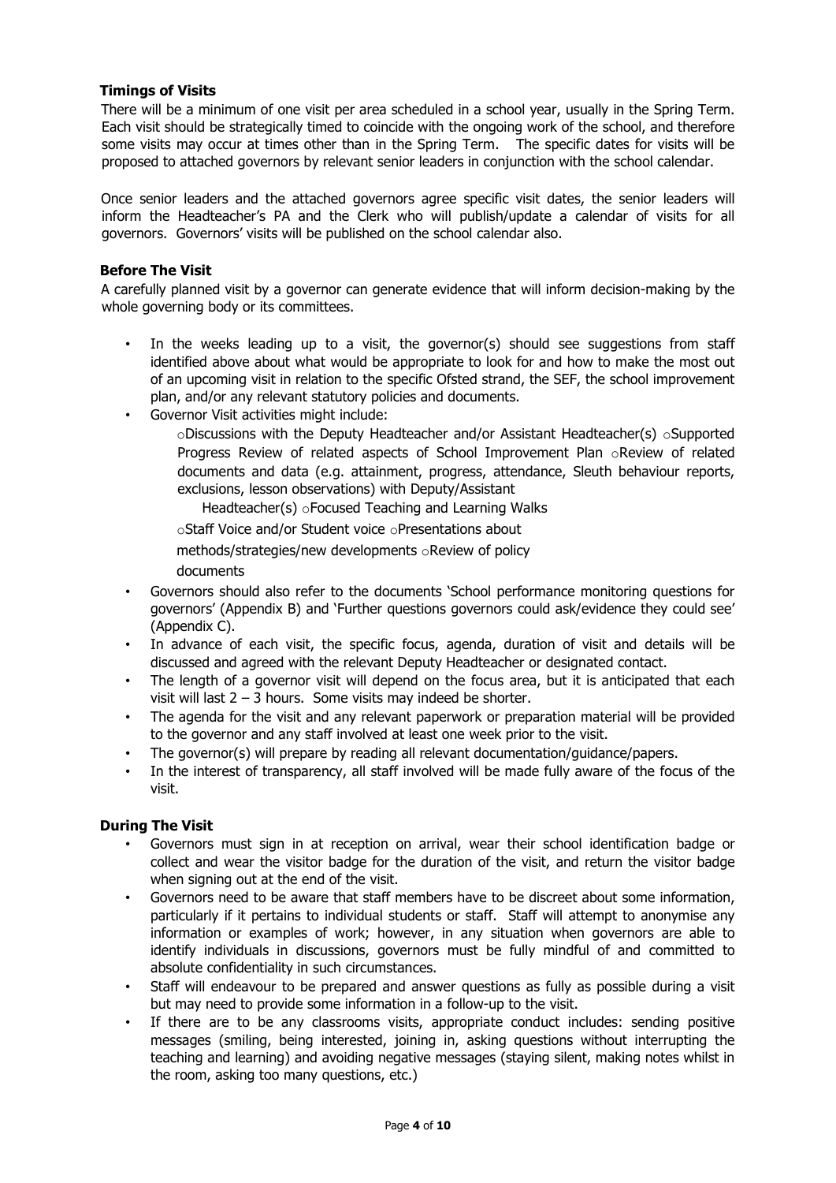**Timings of Visits**

There will be a minimum of one visit per area scheduled in a school year, usually in the Spring Term. Each visit should be strategically timed to coincide with the ongoing work of the school, and therefore some visits may occur at times other than in the Spring Term. The specific dates for visits will be proposed to attached governors by relevant senior leaders in conjunction with the school calendar.

Once senior leaders and the attached governors agree specific visit dates, the senior leaders will inform the Headteacher's PA and the Clerk who will publish/update a calendar of visits for all governors. Governors' visits will be published on the school calendar also.

**Before The Visit**

A carefully planned visit by a governor can generate evidence that will inform decision-making by the whole governing body or its committees.

- In the weeks leading up to a visit, the governor(s) should see suggestions from staff identified above about what would be appropriate to look for and how to make the most out of an upcoming visit in relation to the specific Ofsted strand, the SEF, the school improvement plan, and/or any relevant statutory policies and documents.
- Governor Visit activities might include:
  - Discussions with the Deputy Headteacher and/or Assistant Headteacher(s)
  - Supported Progress Review of related aspects of School Improvement Plan
  - Review of related documents and data (e.g. attainment, progress, attendance, Sleuth behaviour reports, exclusions, lesson observations) with Deputy/Assistant Headteacher(s)
  - Focused Teaching and Learning Walks
  - Staff Voice and/or Student voice
  - Presentations about methods/strategies/new developments
  - Review of policy documents
- Governors should also refer to the documents 'School performance monitoring questions for governors' (Appendix B) and 'Further questions governors could ask/evidence they could see' (Appendix C).
- In advance of each visit, the specific focus, agenda, duration of visit and details will be discussed and agreed with the relevant Deputy Headteacher or designated contact.
- The length of a governor visit will depend on the focus area, but it is anticipated that each visit will last 2 – 3 hours. Some visits may indeed be shorter.
- The agenda for the visit and any relevant paperwork or preparation material will be provided to the governor and any staff involved at least one week prior to the visit.
- The governor(s) will prepare by reading all relevant documentation/guidance/papers.
- In the interest of transparency, all staff involved will be made fully aware of the focus of the visit.

**During The Visit**

- Governors must sign in at reception on arrival, wear their school identification badge or collect and wear the visitor badge for the duration of the visit, and return the visitor badge when signing out at the end of the visit.
- Governors need to be aware that staff members have to be discreet about some information, particularly if it pertains to individual students or staff. Staff will attempt to anonymise any information or examples of work; however, in any situation when governors are able to identify individuals in discussions, governors must be fully mindful of and committed to absolute confidentiality in such circumstances.
- Staff will endeavour to be prepared and answer questions as fully as possible during a visit but may need to provide some information in a follow-up to the visit.
- If there are to be any classrooms visits, appropriate conduct includes: sending positive messages (smiling, being interested, joining in, asking questions without interrupting the teaching and learning) and avoiding negative messages (staying silent, making notes whilst in the room, asking too many questions, etc.)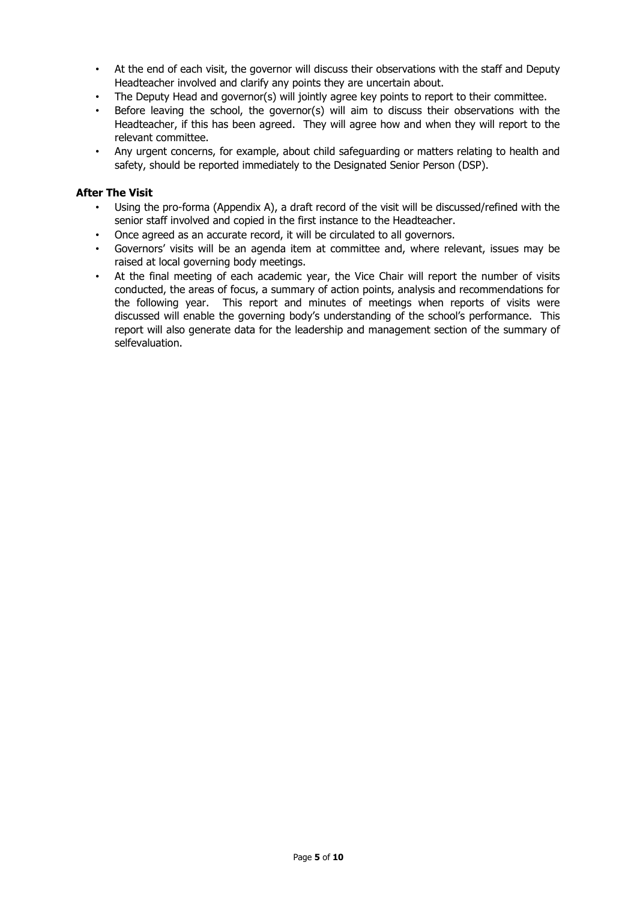- At the end of each visit, the governor will discuss their observations with the staff and Deputy Headteacher involved and clarify any points they are uncertain about.
- The Deputy Head and governor(s) will jointly agree key points to report to their committee.
- Before leaving the school, the governor(s) will aim to discuss their observations with the Headteacher, if this has been agreed. They will agree how and when they will report to the relevant committee.
- Any urgent concerns, for example, about child safeguarding or matters relating to health and safety, should be reported immediately to the Designated Senior Person (DSP).

**After The Visit**

- Using the pro-forma (Appendix A), a draft record of the visit will be discussed/refined with the senior staff involved and copied in the first instance to the Headteacher.
- Once agreed as an accurate record, it will be circulated to all governors.
- Governors' visits will be an agenda item at committee and, where relevant, issues may be raised at local governing body meetings.
- At the final meeting of each academic year, the Vice Chair will report the number of visits conducted, the areas of focus, a summary of action points, analysis and recommendations for the following year. This report and minutes of meetings when reports of visits were discussed will enable the governing body's understanding of the school's performance. This report will also generate data for the leadership and management section of the summary of selfevaluation.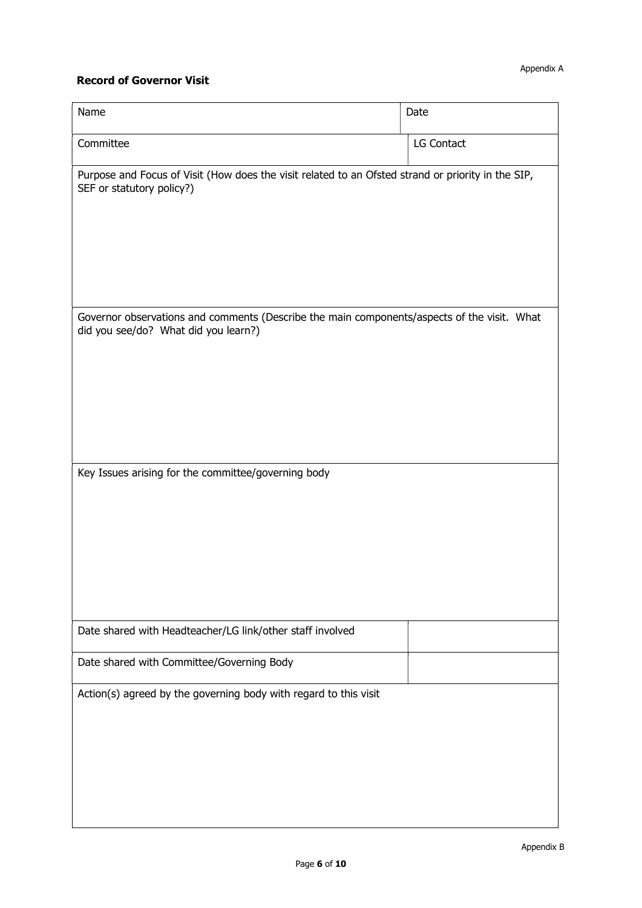Appendix A

**Record of Governor Visit**

| Name | Date |
|---|---|
| Committee | LG Contact |
| Purpose and Focus of Visit (How does the visit related to an Ofsted strand or priority in the SIP, SEF or statutory policy?) | |
| Governor observations and comments (Describe the main components/aspects of the visit. What did you see/do? What did you learn?) | |
| Key Issues arising for the committee/governing body | |
| Date shared with Headteacher/LG link/other staff involved | |
| Date shared with Committee/Governing Body | |
| Action(s) agreed by the governing body with regard to this visit | |

Appendix B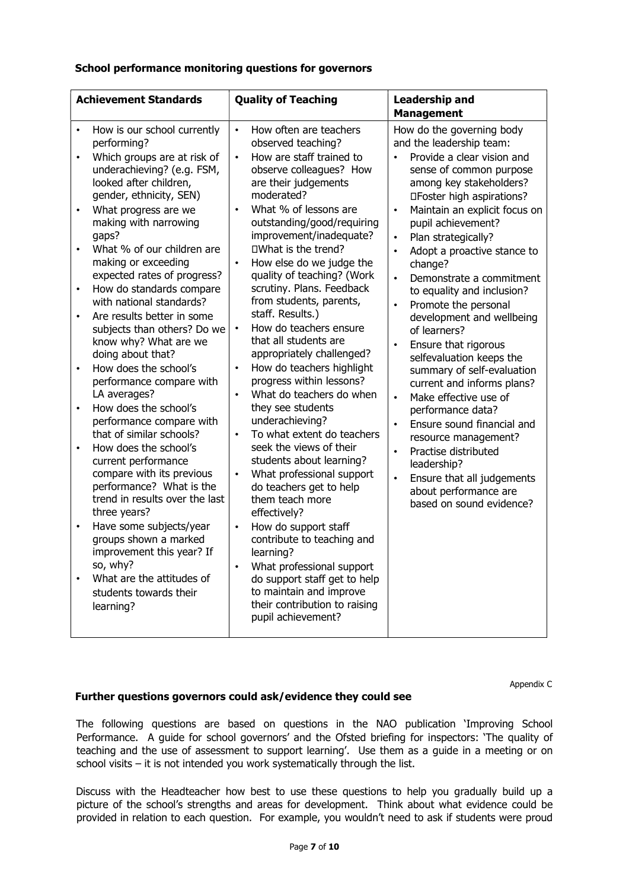**School performance monitoring questions for governors**

| Achievement Standards | Quality of Teaching | Leadership and Management |
| --- | --- | --- |
| • How is our school currently performing?<br>• Which groups are at risk of underachieving? (e.g. FSM, looked after children, gender, ethnicity, SEN)<br>• What progress are we making with narrowing gaps?<br>• What % of our children are making or exceeding expected rates of progress?<br>• How do standards compare with national standards?<br>• Are results better in some subjects than others? Do we know why? What are we doing about that?<br>• How does the school's performance compare with LA averages?<br>• How does the school's performance compare with that of similar schools?<br>• How does the school's current performance compare with its previous performance? What is the trend in results over the last three years?<br>• Have some subjects/year groups shown a marked improvement this year? If so, why?<br>• What are the attitudes of students towards their learning? | • How often are teachers observed teaching?<br>• How are staff trained to observe colleagues? How are their judgements moderated?<br>• What % of lessons are outstanding/good/requiring improvement/inadequate? What is the trend?<br>• How else do we judge the quality of teaching? (Work scrutiny. Plans. Feedback from students, parents, staff. Results.)<br>• How do teachers ensure that all students are appropriately challenged?<br>• How do teachers highlight progress within lessons?<br>• What do teachers do when they see students underachieving?<br>• To what extent do teachers seek the views of their students about learning?<br>• What professional support do teachers get to help them teach more effectively?<br>• How do support staff contribute to teaching and learning?<br>• What professional support do support staff get to help to maintain and improve their contribution to raising pupil achievement? | How do the governing body and the leadership team:<br>• Provide a clear vision and sense of common purpose among key stakeholders? Foster high aspirations?<br>• Maintain an explicit focus on pupil achievement?<br>• Plan strategically?<br>• Adopt a proactive stance to change?<br>• Demonstrate a commitment to equality and inclusion?<br>• Promote the personal development and wellbeing of learners?<br>• Ensure that rigorous selfevaluation keeps the summary of self-evaluation current and informs plans?<br>• Make effective use of performance data?<br>• Ensure sound financial and resource management?<br>• Practise distributed leadership?<br>• Ensure that all judgements about performance are based on sound evidence? |

Appendix C

**Further questions governors could ask/evidence they could see**

The following questions are based on questions in the NAO publication 'Improving School Performance. A guide for school governors' and the Ofsted briefing for inspectors: 'The quality of teaching and the use of assessment to support learning'. Use them as a guide in a meeting or on school visits – it is not intended you work systematically through the list.

Discuss with the Headteacher how best to use these questions to help you gradually build up a picture of the school's strengths and areas for development. Think about what evidence could be provided in relation to each question. For example, you wouldn't need to ask if students were proud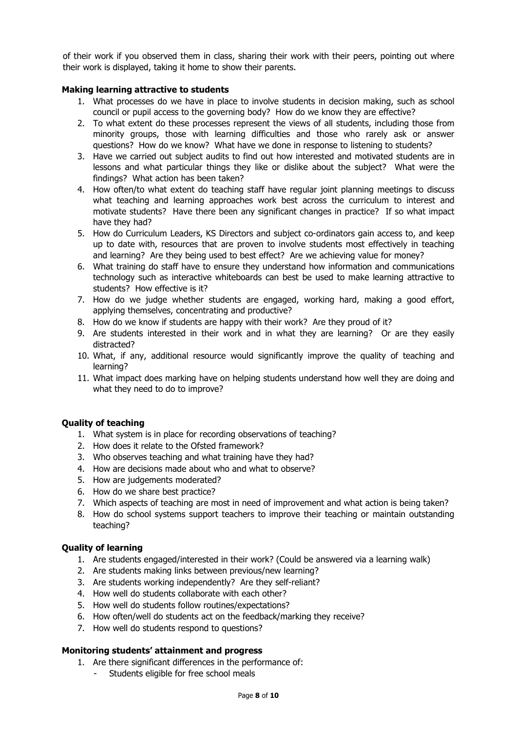of their work if you observed them in class, sharing their work with their peers, pointing out where their work is displayed, taking it home to show their parents.

**Making learning attractive to students**

1. What processes do we have in place to involve students in decision making, such as school council or pupil access to the governing body? How do we know they are effective?
2. To what extent do these processes represent the views of all students, including those from minority groups, those with learning difficulties and those who rarely ask or answer questions? How do we know? What have we done in response to listening to students?
3. Have we carried out subject audits to find out how interested and motivated students are in lessons and what particular things they like or dislike about the subject? What were the findings? What action has been taken?
4. How often/to what extent do teaching staff have regular joint planning meetings to discuss what teaching and learning approaches work best across the curriculum to interest and motivate students? Have there been any significant changes in practice? If so what impact have they had?
5. How do Curriculum Leaders, KS Directors and subject co-ordinators gain access to, and keep up to date with, resources that are proven to involve students most effectively in teaching and learning? Are they being used to best effect? Are we achieving value for money?
6. What training do staff have to ensure they understand how information and communications technology such as interactive whiteboards can best be used to make learning attractive to students? How effective is it?
7. How do we judge whether students are engaged, working hard, making a good effort, applying themselves, concentrating and productive?
8. How do we know if students are happy with their work? Are they proud of it?
9. Are students interested in their work and in what they are learning? Or are they easily distracted?
10. What, if any, additional resource would significantly improve the quality of teaching and learning?
11. What impact does marking have on helping students understand how well they are doing and what they need to do to improve?

**Quality of teaching**

1. What system is in place for recording observations of teaching?
2. How does it relate to the Ofsted framework?
3. Who observes teaching and what training have they had?
4. How are decisions made about who and what to observe?
5. How are judgements moderated?
6. How do we share best practice?
7. Which aspects of teaching are most in need of improvement and what action is being taken?
8. How do school systems support teachers to improve their teaching or maintain outstanding teaching?

**Quality of learning**

1. Are students engaged/interested in their work? (Could be answered via a learning walk)
2. Are students making links between previous/new learning?
3. Are students working independently? Are they self-reliant?
4. How well do students collaborate with each other?
5. How well do students follow routines/expectations?
6. How often/well do students act on the feedback/marking they receive?
7. How well do students respond to questions?

**Monitoring students' attainment and progress**

1. Are there significant differences in the performance of:
   - Students eligible for free school meals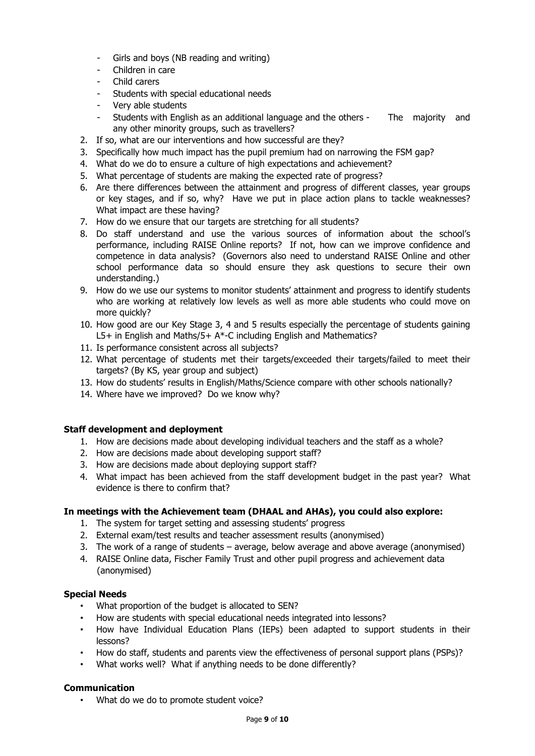- Girls and boys (NB reading and writing)
- Children in care
- Child carers
- Students with special educational needs
- Very able students
- Students with English as an additional language and the others - The majority and any other minority groups, such as travellers?

2. If so, what are our interventions and how successful are they?
3. Specifically how much impact has the pupil premium had on narrowing the FSM gap?
4. What do we do to ensure a culture of high expectations and achievement?
5. What percentage of students are making the expected rate of progress?
6. Are there differences between the attainment and progress of different classes, year groups or key stages, and if so, why? Have we put in place action plans to tackle weaknesses? What impact are these having?
7. How do we ensure that our targets are stretching for all students?
8. Do staff understand and use the various sources of information about the school's performance, including RAISE Online reports? If not, how can we improve confidence and competence in data analysis? (Governors also need to understand RAISE Online and other school performance data so should ensure they ask questions to secure their own understanding.)
9. How do we use our systems to monitor students' attainment and progress to identify students who are working at relatively low levels as well as more able students who could move on more quickly?
10. How good are our Key Stage 3, 4 and 5 results especially the percentage of students gaining L5+ in English and Maths/5+ A*-C including English and Mathematics?
11. Is performance consistent across all subjects?
12. What percentage of students met their targets/exceeded their targets/failed to meet their targets? (By KS, year group and subject)
13. How do students' results in English/Maths/Science compare with other schools nationally?
14. Where have we improved? Do we know why?

**Staff development and deployment**

1. How are decisions made about developing individual teachers and the staff as a whole?
2. How are decisions made about developing support staff?
3. How are decisions made about deploying support staff?
4. What impact has been achieved from the staff development budget in the past year? What evidence is there to confirm that?

**In meetings with the Achievement team (DHAAL and AHAs), you could also explore:**

1. The system for target setting and assessing students' progress
2. External exam/test results and teacher assessment results (anonymised)
3. The work of a range of students – average, below average and above average (anonymised)
4. RAISE Online data, Fischer Family Trust and other pupil progress and achievement data (anonymised)

**Special Needs**

- What proportion of the budget is allocated to SEN?
- How are students with special educational needs integrated into lessons?
- How have Individual Education Plans (IEPs) been adapted to support students in their lessons?
- How do staff, students and parents view the effectiveness of personal support plans (PSPs)?
- What works well? What if anything needs to be done differently?

**Communication**

- What do we do to promote student voice?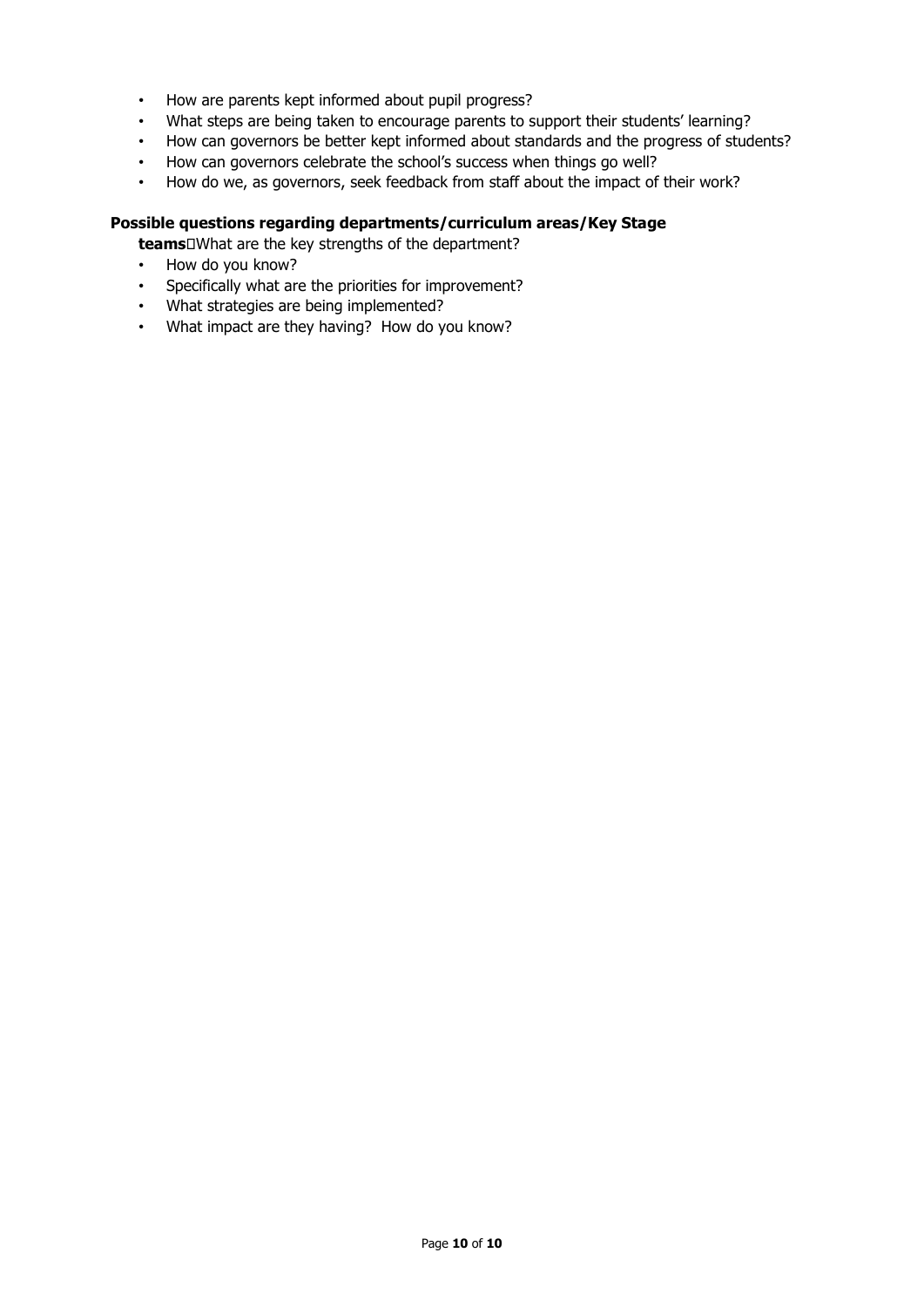- How are parents kept informed about pupil progress?
- What steps are being taken to encourage parents to support their students' learning?
- How can governors be better kept informed about standards and the progress of students?
- How can governors celebrate the school's success when things go well?
- How do we, as governors, seek feedback from staff about the impact of their work?

**Possible questions regarding departments/curriculum areas/Key Stage teams**

- What are the key strengths of the department?
- How do you know?
- Specifically what are the priorities for improvement?
- What strategies are being implemented?
- What impact are they having? How do you know?